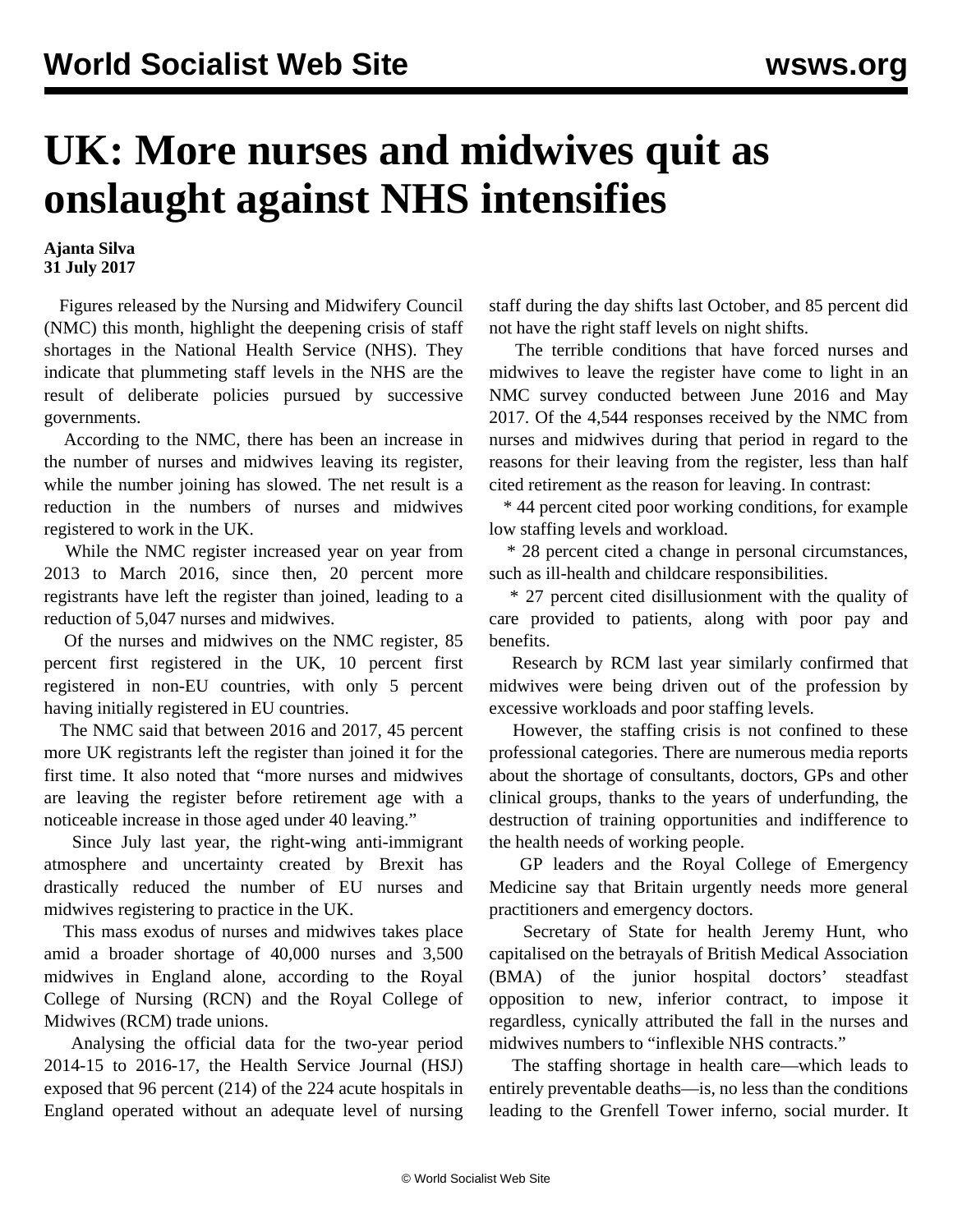# UK: More nurses and midwives quit as onslaught against NHS intensifies

**Ajanta Silva**
**31 July 2017**

Figures released by the Nursing and Midwifery Council (NMC) this month, highlight the deepening crisis of staff shortages in the National Health Service (NHS). They indicate that plummeting staff levels in the NHS are the result of deliberate policies pursued by successive governments.

According to the NMC, there has been an increase in the number of nurses and midwives leaving its register, while the number joining has slowed. The net result is a reduction in the numbers of nurses and midwives registered to work in the UK.

While the NMC register increased year on year from 2013 to March 2016, since then, 20 percent more registrants have left the register than joined, leading to a reduction of 5,047 nurses and midwives.

Of the nurses and midwives on the NMC register, 85 percent first registered in the UK, 10 percent first registered in non-EU countries, with only 5 percent having initially registered in EU countries.

The NMC said that between 2016 and 2017, 45 percent more UK registrants left the register than joined it for the first time. It also noted that "more nurses and midwives are leaving the register before retirement age with a noticeable increase in those aged under 40 leaving."

Since July last year, the right-wing anti-immigrant atmosphere and uncertainty created by Brexit has drastically reduced the number of EU nurses and midwives registering to practice in the UK.

This mass exodus of nurses and midwives takes place amid a broader shortage of 40,000 nurses and 3,500 midwives in England alone, according to the Royal College of Nursing (RCN) and the Royal College of Midwives (RCM) trade unions.

Analysing the official data for the two-year period 2014-15 to 2016-17, the Health Service Journal (HSJ) exposed that 96 percent (214) of the 224 acute hospitals in England operated without an adequate level of nursing staff during the day shifts last October, and 85 percent did not have the right staff levels on night shifts.

The terrible conditions that have forced nurses and midwives to leave the register have come to light in an NMC survey conducted between June 2016 and May 2017. Of the 4,544 responses received by the NMC from nurses and midwives during that period in regard to the reasons for their leaving from the register, less than half cited retirement as the reason for leaving. In contrast:

* 44 percent cited poor working conditions, for example low staffing levels and workload.
* 28 percent cited a change in personal circumstances, such as ill-health and childcare responsibilities.
* 27 percent cited disillusionment with the quality of care provided to patients, along with poor pay and benefits.

Research by RCM last year similarly confirmed that midwives were being driven out of the profession by excessive workloads and poor staffing levels.

However, the staffing crisis is not confined to these professional categories. There are numerous media reports about the shortage of consultants, doctors, GPs and other clinical groups, thanks to the years of underfunding, the destruction of training opportunities and indifference to the health needs of working people.

GP leaders and the Royal College of Emergency Medicine say that Britain urgently needs more general practitioners and emergency doctors.

Secretary of State for health Jeremy Hunt, who capitalised on the betrayals of British Medical Association (BMA) of the junior hospital doctors' steadfast opposition to new, inferior contract, to impose it regardless, cynically attributed the fall in the nurses and midwives numbers to "inflexible NHS contracts."

The staffing shortage in health care—which leads to entirely preventable deaths—is, no less than the conditions leading to the Grenfell Tower inferno, social murder. It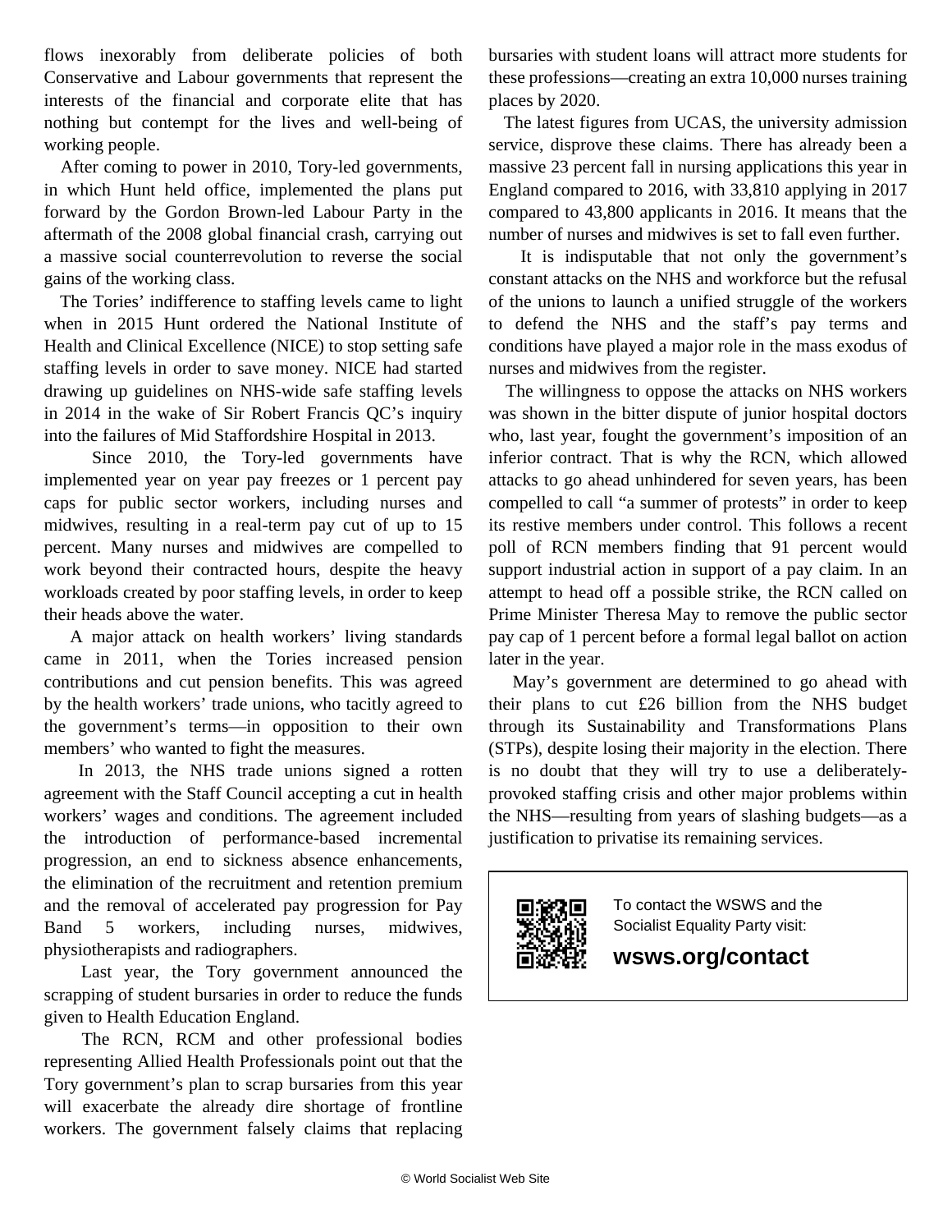flows inexorably from deliberate policies of both Conservative and Labour governments that represent the interests of the financial and corporate elite that has nothing but contempt for the lives and well-being of working people.

After coming to power in 2010, Tory-led governments, in which Hunt held office, implemented the plans put forward by the Gordon Brown-led Labour Party in the aftermath of the 2008 global financial crash, carrying out a massive social counterrevolution to reverse the social gains of the working class.

The Tories' indifference to staffing levels came to light when in 2015 Hunt ordered the National Institute of Health and Clinical Excellence (NICE) to stop setting safe staffing levels in order to save money. NICE had started drawing up guidelines on NHS-wide safe staffing levels in 2014 in the wake of Sir Robert Francis QC's inquiry into the failures of Mid Staffordshire Hospital in 2013.

Since 2010, the Tory-led governments have implemented year on year pay freezes or 1 percent pay caps for public sector workers, including nurses and midwives, resulting in a real-term pay cut of up to 15 percent. Many nurses and midwives are compelled to work beyond their contracted hours, despite the heavy workloads created by poor staffing levels, in order to keep their heads above the water.

A major attack on health workers' living standards came in 2011, when the Tories increased pension contributions and cut pension benefits. This was agreed by the health workers' trade unions, who tacitly agreed to the government's terms—in opposition to their own members' who wanted to fight the measures.

In 2013, the NHS trade unions signed a rotten agreement with the Staff Council accepting a cut in health workers' wages and conditions. The agreement included the introduction of performance-based incremental progression, an end to sickness absence enhancements, the elimination of the recruitment and retention premium and the removal of accelerated pay progression for Pay Band 5 workers, including nurses, midwives, physiotherapists and radiographers.

Last year, the Tory government announced the scrapping of student bursaries in order to reduce the funds given to Health Education England.

The RCN, RCM and other professional bodies representing Allied Health Professionals point out that the Tory government's plan to scrap bursaries from this year will exacerbate the already dire shortage of frontline workers. The government falsely claims that replacing bursaries with student loans will attract more students for these professions—creating an extra 10,000 nurses training places by 2020.

The latest figures from UCAS, the university admission service, disprove these claims. There has already been a massive 23 percent fall in nursing applications this year in England compared to 2016, with 33,810 applying in 2017 compared to 43,800 applicants in 2016. It means that the number of nurses and midwives is set to fall even further.

It is indisputable that not only the government's constant attacks on the NHS and workforce but the refusal of the unions to launch a unified struggle of the workers to defend the NHS and the staff's pay terms and conditions have played a major role in the mass exodus of nurses and midwives from the register.

The willingness to oppose the attacks on NHS workers was shown in the bitter dispute of junior hospital doctors who, last year, fought the government's imposition of an inferior contract. That is why the RCN, which allowed attacks to go ahead unhindered for seven years, has been compelled to call "a summer of protests" in order to keep its restive members under control. This follows a recent poll of RCN members finding that 91 percent would support industrial action in support of a pay claim. In an attempt to head off a possible strike, the RCN called on Prime Minister Theresa May to remove the public sector pay cap of 1 percent before a formal legal ballot on action later in the year.

May's government are determined to go ahead with their plans to cut £26 billion from the NHS budget through its Sustainability and Transformations Plans (STPs), despite losing their majority in the election. There is no doubt that they will try to use a deliberately-provoked staffing crisis and other major problems within the NHS—resulting from years of slashing budgets—as a justification to privatise its remaining services.

To contact the WSWS and the Socialist Equality Party visit:

**wsws.org/contact**